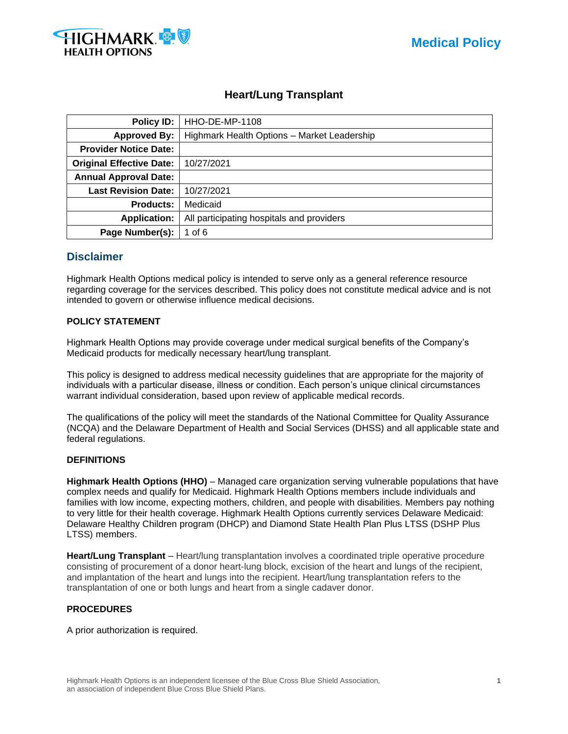Medical Policy

# Heart/Lung Transplant

| | |
|---|---|
| **Policy ID:** | HHO-DE-MP-1108 |
| **Approved By:** | Highmark Health Options – Market Leadership |
| **Provider Notice Date:** | |
| **Original Effective Date:** | 10/27/2021 |
| **Annual Approval Date:** | |
| **Last Revision Date:** | 10/27/2021 |
| **Products:** | Medicaid |
| **Application:** | All participating hospitals and providers |
| **Page Number(s):** | 1 of 6 |

## Disclaimer

Highmark Health Options medical policy is intended to serve only as a general reference resource regarding coverage for the services described. This policy does not constitute medical advice and is not intended to govern or otherwise influence medical decisions.

### POLICY STATEMENT

Highmark Health Options may provide coverage under medical surgical benefits of the Company's Medicaid products for medically necessary heart/lung transplant.

This policy is designed to address medical necessity guidelines that are appropriate for the majority of individuals with a particular disease, illness or condition. Each person's unique clinical circumstances warrant individual consideration, based upon review of applicable medical records.

The qualifications of the policy will meet the standards of the National Committee for Quality Assurance (NCQA) and the Delaware Department of Health and Social Services (DHSS) and all applicable state and federal regulations.

### DEFINITIONS

**Highmark Health Options (HHO)** – Managed care organization serving vulnerable populations that have complex needs and qualify for Medicaid. Highmark Health Options members include individuals and families with low income, expecting mothers, children, and people with disabilities. Members pay nothing to very little for their health coverage. Highmark Health Options currently services Delaware Medicaid: Delaware Healthy Children program (DHCP) and Diamond State Health Plan Plus LTSS (DSHP Plus LTSS) members.

**Heart/Lung Transplant** – Heart/lung transplantation involves a coordinated triple operative procedure consisting of procurement of a donor heart-lung block, excision of the heart and lungs of the recipient, and implantation of the heart and lungs into the recipient. Heart/lung transplantation refers to the transplantation of one or both lungs and heart from a single cadaver donor.

### PROCEDURES

A prior authorization is required.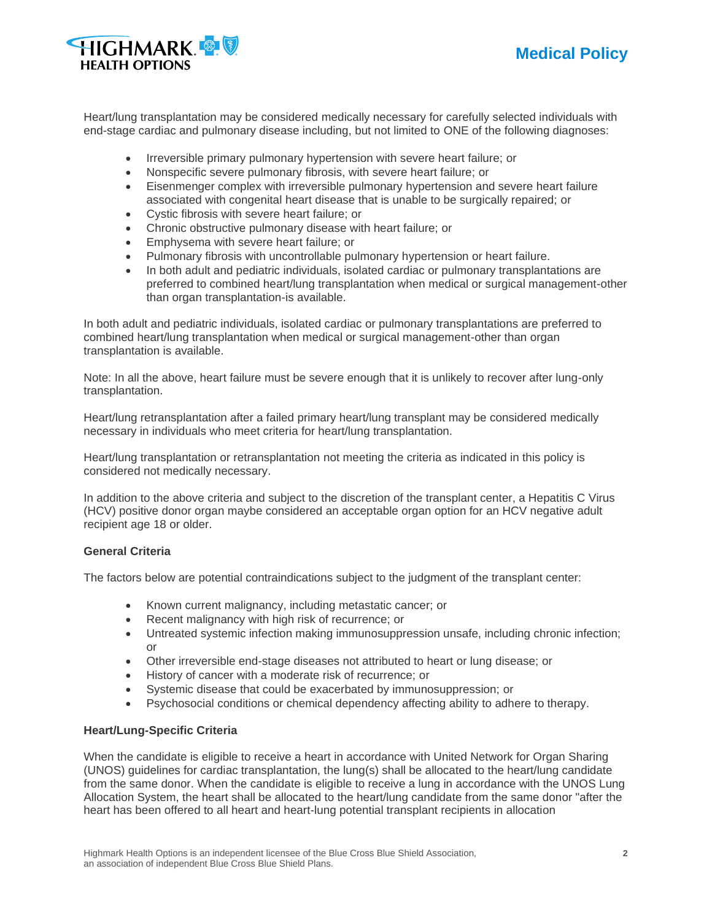Heart/lung transplantation may be considered medically necessary for carefully selected individuals with end-stage cardiac and pulmonary disease including, but not limited to ONE of the following diagnoses:

- Irreversible primary pulmonary hypertension with severe heart failure; or
- Nonspecific severe pulmonary fibrosis, with severe heart failure; or
- Eisenmenger complex with irreversible pulmonary hypertension and severe heart failure associated with congenital heart disease that is unable to be surgically repaired; or
- Cystic fibrosis with severe heart failure; or
- Chronic obstructive pulmonary disease with heart failure; or
- Emphysema with severe heart failure; or
- Pulmonary fibrosis with uncontrollable pulmonary hypertension or heart failure.
- In both adult and pediatric individuals, isolated cardiac or pulmonary transplantations are preferred to combined heart/lung transplantation when medical or surgical management-other than organ transplantation-is available.

In both adult and pediatric individuals, isolated cardiac or pulmonary transplantations are preferred to combined heart/lung transplantation when medical or surgical management-other than organ transplantation is available.

Note: In all the above, heart failure must be severe enough that it is unlikely to recover after lung-only transplantation.

Heart/lung retransplantation after a failed primary heart/lung transplant may be considered medically necessary in individuals who meet criteria for heart/lung transplantation.

Heart/lung transplantation or retransplantation not meeting the criteria as indicated in this policy is considered not medically necessary.

In addition to the above criteria and subject to the discretion of the transplant center, a Hepatitis C Virus (HCV) positive donor organ maybe considered an acceptable organ option for an HCV negative adult recipient age 18 or older.

**General Criteria**

The factors below are potential contraindications subject to the judgment of the transplant center:

- Known current malignancy, including metastatic cancer; or
- Recent malignancy with high risk of recurrence; or
- Untreated systemic infection making immunosuppression unsafe, including chronic infection; or
- Other irreversible end-stage diseases not attributed to heart or lung disease; or
- History of cancer with a moderate risk of recurrence; or
- Systemic disease that could be exacerbated by immunosuppression; or
- Psychosocial conditions or chemical dependency affecting ability to adhere to therapy.

**Heart/Lung-Specific Criteria**

When the candidate is eligible to receive a heart in accordance with United Network for Organ Sharing (UNOS) guidelines for cardiac transplantation, the lung(s) shall be allocated to the heart/lung candidate from the same donor. When the candidate is eligible to receive a lung in accordance with the UNOS Lung Allocation System, the heart shall be allocated to the heart/lung candidate from the same donor "after the heart has been offered to all heart and heart-lung potential transplant recipients in allocation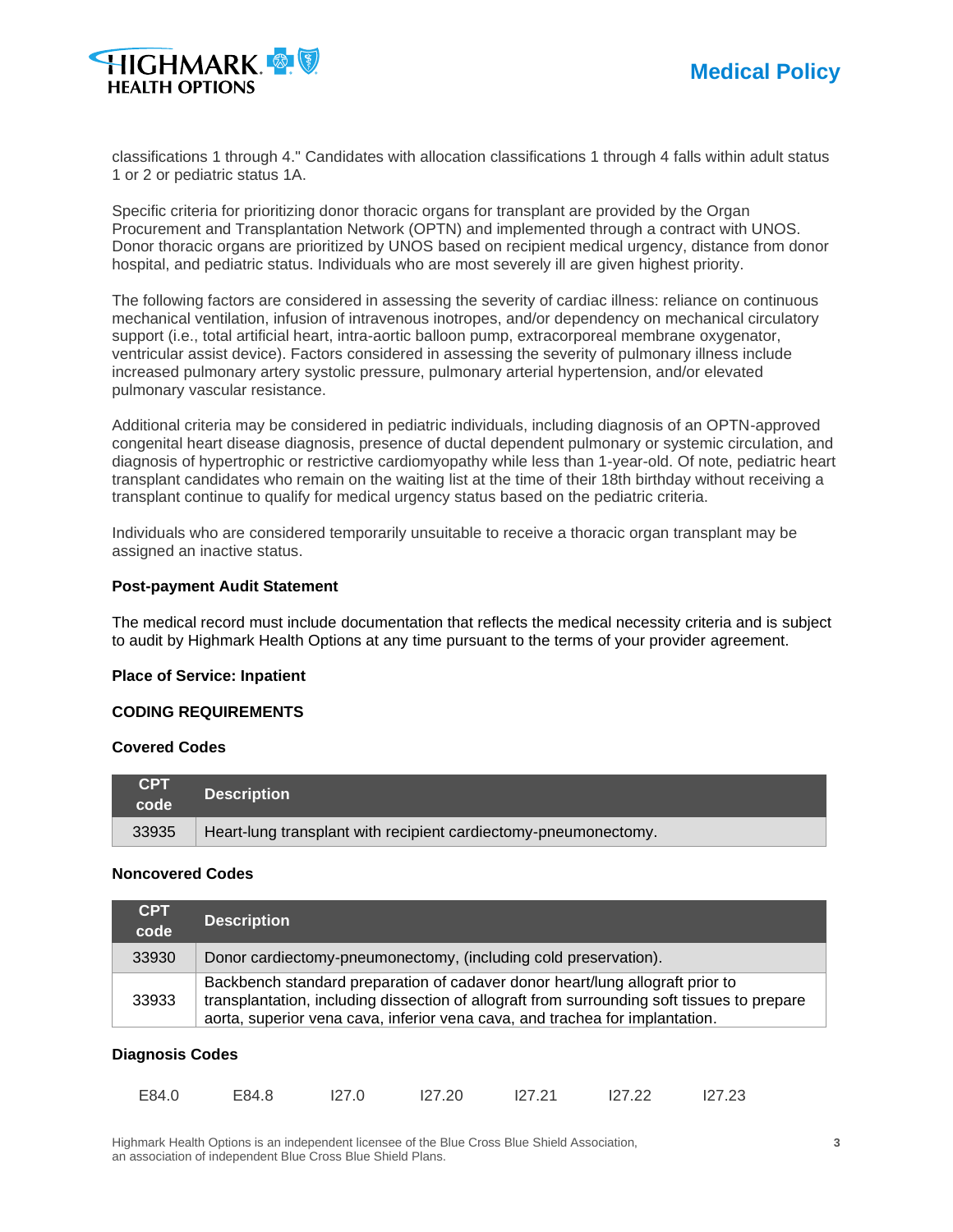classifications 1 through 4." Candidates with allocation classifications 1 through 4 falls within adult status 1 or 2 or pediatric status 1A.

Specific criteria for prioritizing donor thoracic organs for transplant are provided by the Organ Procurement and Transplantation Network (OPTN) and implemented through a contract with UNOS. Donor thoracic organs are prioritized by UNOS based on recipient medical urgency, distance from donor hospital, and pediatric status. Individuals who are most severely ill are given highest priority.

The following factors are considered in assessing the severity of cardiac illness: reliance on continuous mechanical ventilation, infusion of intravenous inotropes, and/or dependency on mechanical circulatory support (i.e., total artificial heart, intra-aortic balloon pump, extracorporeal membrane oxygenator, ventricular assist device). Factors considered in assessing the severity of pulmonary illness include increased pulmonary artery systolic pressure, pulmonary arterial hypertension, and/or elevated pulmonary vascular resistance.

Additional criteria may be considered in pediatric individuals, including diagnosis of an OPTN-approved congenital heart disease diagnosis, presence of ductal dependent pulmonary or systemic circulation, and diagnosis of hypertrophic or restrictive cardiomyopathy while less than 1-year-old. Of note, pediatric heart transplant candidates who remain on the waiting list at the time of their 18th birthday without receiving a transplant continue to qualify for medical urgency status based on the pediatric criteria.

Individuals who are considered temporarily unsuitable to receive a thoracic organ transplant may be assigned an inactive status.

**Post-payment Audit Statement**

The medical record must include documentation that reflects the medical necessity criteria and is subject to audit by Highmark Health Options at any time pursuant to the terms of your provider agreement.

**Place of Service: Inpatient**

## CODING REQUIREMENTS

### Covered Codes

| CPT code | Description |
| --- | --- |
| 33935 | Heart-lung transplant with recipient cardiectomy-pneumonectomy. |

### Noncovered Codes

| CPT code | Description |
| --- | --- |
| 33930 | Donor cardiectomy-pneumonectomy, (including cold preservation). |
| 33933 | Backbench standard preparation of cadaver donor heart/lung allograft prior to transplantation, including dissection of allograft from surrounding soft tissues to prepare aorta, superior vena cava, inferior vena cava, and trachea for implantation. |

### Diagnosis Codes

| | | | | | | |
| --- | --- | --- | --- | --- | --- | --- |
| E84.0 | E84.8 | I27.0 | I27.20 | I27.21 | I27.22 | I27.23 |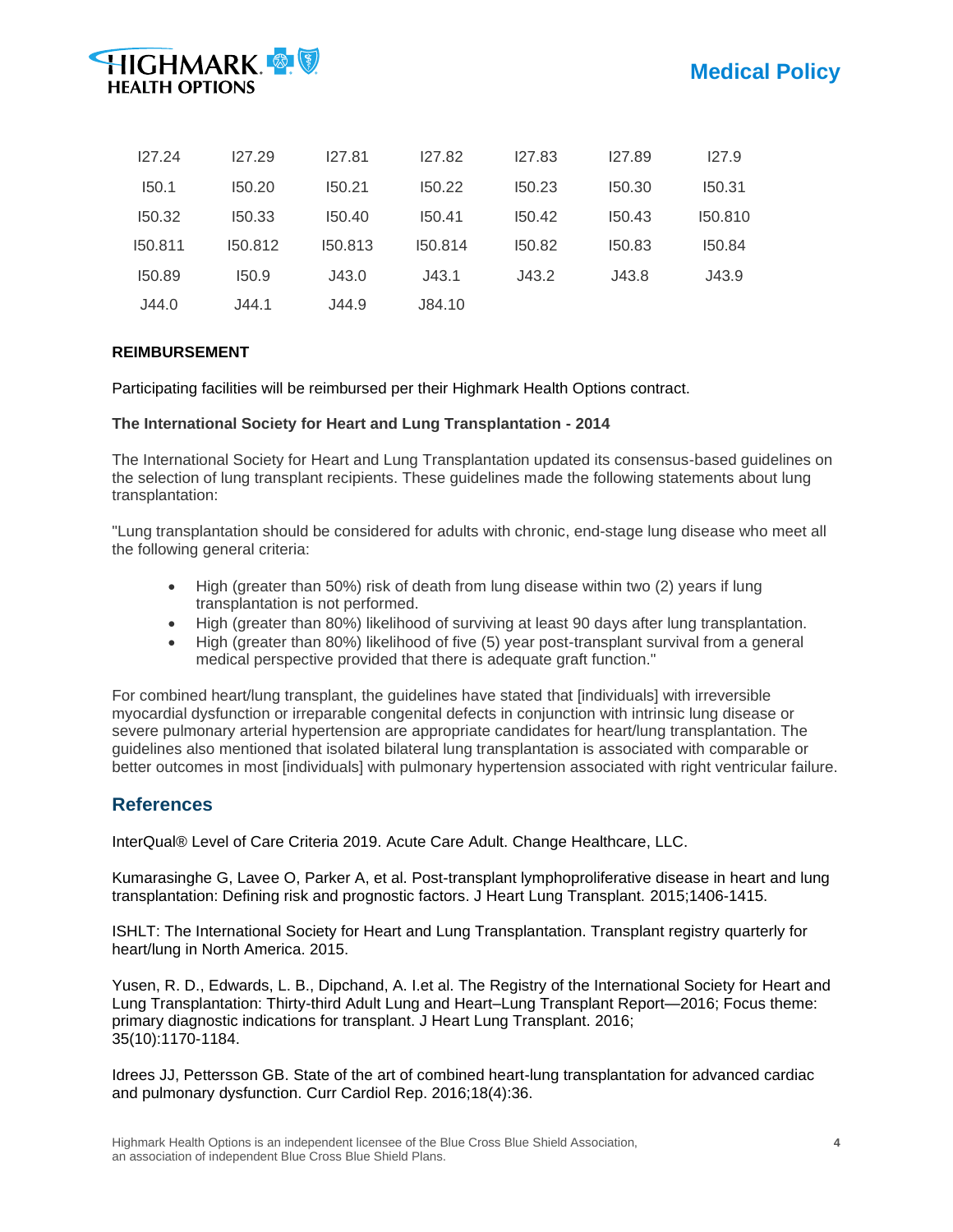| | | | | | | |
|---|---|---|---|---|---|---|
| I27.24 | I27.29 | I27.81 | I27.82 | I27.83 | I27.89 | I27.9 |
| I50.1 | I50.20 | I50.21 | I50.22 | I50.23 | I50.30 | I50.31 |
| I50.32 | I50.33 | I50.40 | I50.41 | I50.42 | I50.43 | I50.810 |
| I50.811 | I50.812 | I50.813 | I50.814 | I50.82 | I50.83 | I50.84 |
| I50.89 | I50.9 | J43.0 | J43.1 | J43.2 | J43.8 | J43.9 |
| J44.0 | J44.1 | J44.9 | J84.10 | | | |

**REIMBURSEMENT**

Participating facilities will be reimbursed per their Highmark Health Options contract.

**The International Society for Heart and Lung Transplantation - 2014**

The International Society for Heart and Lung Transplantation updated its consensus-based guidelines on the selection of lung transplant recipients. These guidelines made the following statements about lung transplantation:

"Lung transplantation should be considered for adults with chronic, end-stage lung disease who meet all the following general criteria:

- High (greater than 50%) risk of death from lung disease within two (2) years if lung transplantation is not performed.
- High (greater than 80%) likelihood of surviving at least 90 days after lung transplantation.
- High (greater than 80%) likelihood of five (5) year post-transplant survival from a general medical perspective provided that there is adequate graft function."

For combined heart/lung transplant, the guidelines have stated that [individuals] with irreversible myocardial dysfunction or irreparable congenital defects in conjunction with intrinsic lung disease or severe pulmonary arterial hypertension are appropriate candidates for heart/lung transplantation. The guidelines also mentioned that isolated bilateral lung transplantation is associated with comparable or better outcomes in most [individuals] with pulmonary hypertension associated with right ventricular failure.

## References

InterQual® Level of Care Criteria 2019. Acute Care Adult. Change Healthcare, LLC.

Kumarasinghe G, Lavee O, Parker A, et al. Post-transplant lymphoproliferative disease in heart and lung transplantation: Defining risk and prognostic factors. J Heart Lung Transplant. 2015;1406-1415.

ISHLT: The International Society for Heart and Lung Transplantation. Transplant registry quarterly for heart/lung in North America. 2015.

Yusen, R. D., Edwards, L. B., Dipchand, A. I.et al. The Registry of the International Society for Heart and Lung Transplantation: Thirty-third Adult Lung and Heart–Lung Transplant Report—2016; Focus theme: primary diagnostic indications for transplant. J Heart Lung Transplant. 2016; 35(10):1170-1184.

Idrees JJ, Pettersson GB. State of the art of combined heart-lung transplantation for advanced cardiac and pulmonary dysfunction. Curr Cardiol Rep. 2016;18(4):36.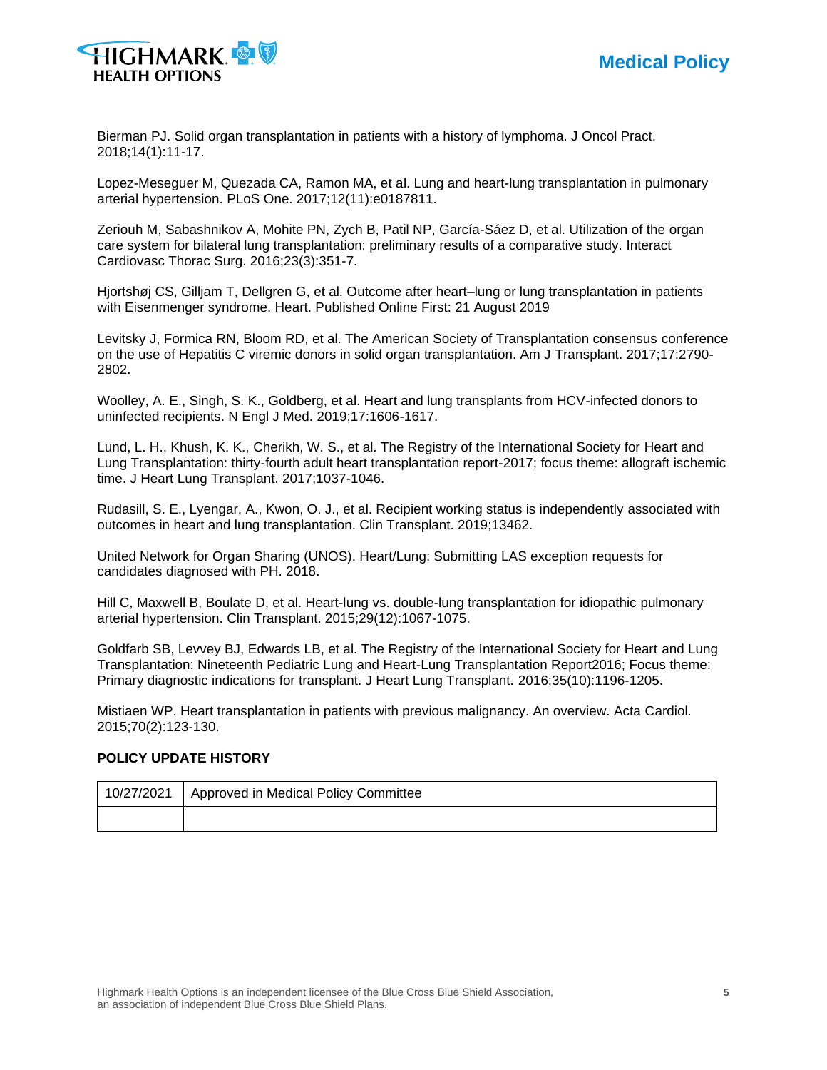Bierman PJ. Solid organ transplantation in patients with a history of lymphoma. J Oncol Pract. 2018;14(1):11-17.

Lopez-Meseguer M, Quezada CA, Ramon MA, et al. Lung and heart-lung transplantation in pulmonary arterial hypertension. PLoS One. 2017;12(11):e0187811.

Zeriouh M, Sabashnikov A, Mohite PN, Zych B, Patil NP, García-Sáez D, et al. Utilization of the organ care system for bilateral lung transplantation: preliminary results of a comparative study. Interact Cardiovasc Thorac Surg. 2016;23(3):351-7.

Hjortshøj CS, Gilljam T, Dellgren G, et al. Outcome after heart–lung or lung transplantation in patients with Eisenmenger syndrome. Heart. Published Online First: 21 August 2019

Levitsky J, Formica RN, Bloom RD, et al. The American Society of Transplantation consensus conference on the use of Hepatitis C viremic donors in solid organ transplantation. Am J Transplant. 2017;17:2790-2802.

Woolley, A. E., Singh, S. K., Goldberg, et al. Heart and lung transplants from HCV-infected donors to uninfected recipients. N Engl J Med. 2019;17:1606-1617.

Lund, L. H., Khush, K. K., Cherikh, W. S., et al. The Registry of the International Society for Heart and Lung Transplantation: thirty-fourth adult heart transplantation report-2017; focus theme: allograft ischemic time. J Heart Lung Transplant. 2017;1037-1046.

Rudasill, S. E., Lyengar, A., Kwon, O. J., et al. Recipient working status is independently associated with outcomes in heart and lung transplantation. Clin Transplant. 2019;13462.

United Network for Organ Sharing (UNOS). Heart/Lung: Submitting LAS exception requests for candidates diagnosed with PH. 2018.

Hill C, Maxwell B, Boulate D, et al. Heart-lung vs. double-lung transplantation for idiopathic pulmonary arterial hypertension. Clin Transplant. 2015;29(12):1067-1075.

Goldfarb SB, Levvey BJ, Edwards LB, et al. The Registry of the International Society for Heart and Lung Transplantation: Nineteenth Pediatric Lung and Heart-Lung Transplantation Report2016; Focus theme: Primary diagnostic indications for transplant. J Heart Lung Transplant. 2016;35(10):1196-1205.

Mistiaen WP. Heart transplantation in patients with previous malignancy. An overview. Acta Cardiol. 2015;70(2):123-130.

**POLICY UPDATE HISTORY**

| | |
|---|---|
| 10/27/2021 | Approved in Medical Policy Committee |
| | |